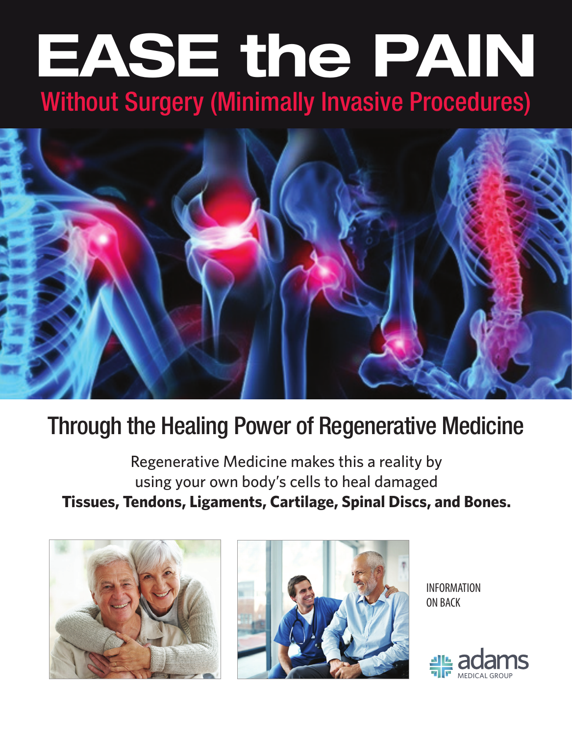# EASE the PAIN

## Without Surgery (Minimally Invasive Procedures)

## Through the Healing Power of Regenerative Medicine

Regenerative Medicine makes this a reality by using your own body's cells to heal damaged **Tissues, Tendons, Ligaments, Cartilage, Spinal Discs, and Bones.**

INFORMATION ON BACK

adams MEDICAL GROUP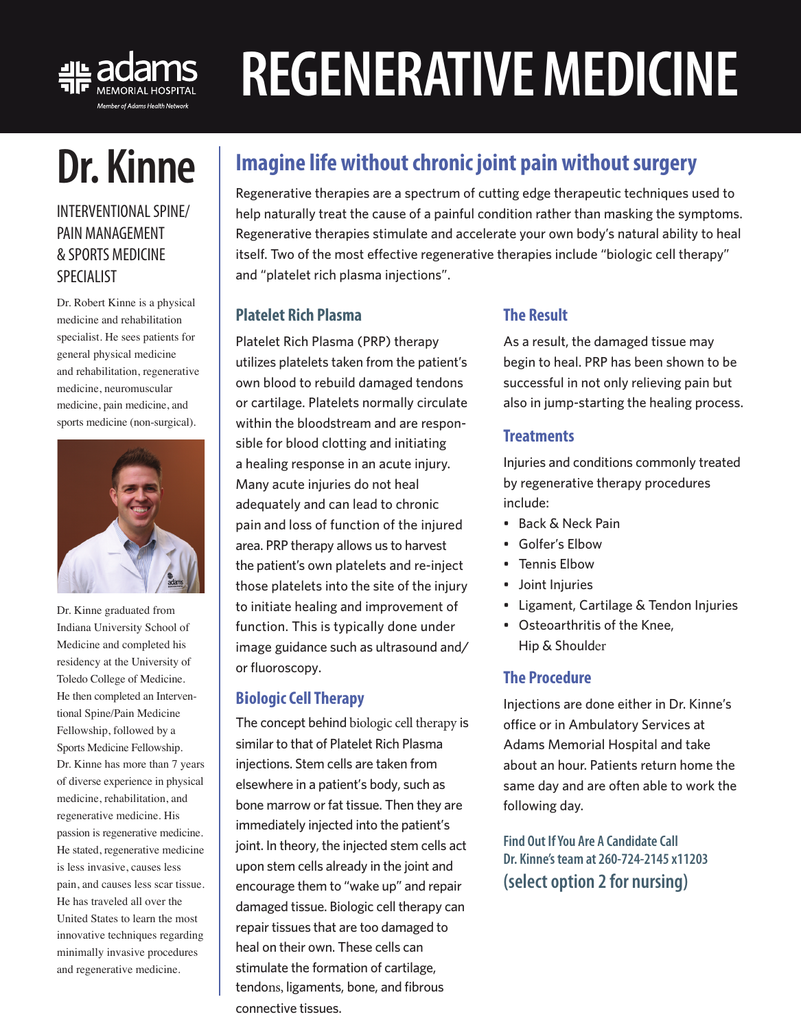adams MEMORIAL HOSPITAL

*Member of Adams Health Network*

# REGENERATIVE MEDICINE

# Dr. Kinne

### INTERVENTIONAL SPINE/ PAIN MANAGEMENT & SPORTS MEDICINE SPECIALIST

Dr. Robert Kinne is a physical medicine and rehabilitation specialist. He sees patients for general physical medicine and rehabilitation, regenerative medicine, neuromuscular medicine, pain medicine, and sports medicine (non-surgical).

Dr. Kinne graduated from Indiana University School of Medicine and completed his residency at the University of Toledo College of Medicine. He then completed an Interventional Spine/Pain Medicine Fellowship, followed by a Sports Medicine Fellowship. Dr. Kinne has more than 7 years of diverse experience in physical medicine, rehabilitation, and regenerative medicine. His passion is regenerative medicine. He stated, regenerative medicine is less invasive, causes less pain, and causes less scar tissue. He has traveled all over the United States to learn the most innovative techniques regarding minimally invasive procedures and regenerative medicine.

## Imagine life without chronic joint pain without surgery

Regenerative therapies are a spectrum of cutting edge therapeutic techniques used to help naturally treat the cause of a painful condition rather than masking the symptoms. Regenerative therapies stimulate and accelerate your own body's natural ability to heal itself. Two of the most effective regenerative therapies include "biologic cell therapy" and "platelet rich plasma injections".

### Platelet Rich Plasma

Platelet Rich Plasma (PRP) therapy utilizes platelets taken from the patient's own blood to rebuild damaged tendons or cartilage. Platelets normally circulate within the bloodstream and are responsible for blood clotting and initiating a healing response in an acute injury. Many acute injuries do not heal adequately and can lead to chronic pain and loss of function of the injured area. PRP therapy allows us to harvest the patient's own platelets and re-inject those platelets into the site of the injury to initiate healing and improvement of function. This is typically done under image guidance such as ultrasound and/ or fluoroscopy.

### Biologic Cell Therapy

The concept behind biologic cell therapy is similar to that of Platelet Rich Plasma injections. Stem cells are taken from elsewhere in a patient's body, such as bone marrow or fat tissue. Then they are immediately injected into the patient's joint. In theory, the injected stem cells act upon stem cells already in the joint and encourage them to "wake up" and repair damaged tissue. Biologic cell therapy can repair tissues that are too damaged to heal on their own. These cells can stimulate the formation of cartilage, tendons, ligaments, bone, and fibrous connective tissues.

### The Result

As a result, the damaged tissue may begin to heal. PRP has been shown to be successful in not only relieving pain but also in jump-starting the healing process.

### Treatments

Injuries and conditions commonly treated by regenerative therapy procedures include:

- Back & Neck Pain
- Golfer's Elbow
- Tennis Elbow
- Joint Injuries
- Ligament, Cartilage & Tendon Injuries
- Osteoarthritis of the Knee, Hip & Shoulder

### The Procedure

Injections are done either in Dr. Kinne's office or in Ambulatory Services at Adams Memorial Hospital and take about an hour. Patients return home the same day and are often able to work the following day.

**Find Out If You Are A Candidate Call Dr. Kinne's team at 260-724-2145 x11203**

**(select option 2 for nursing)**